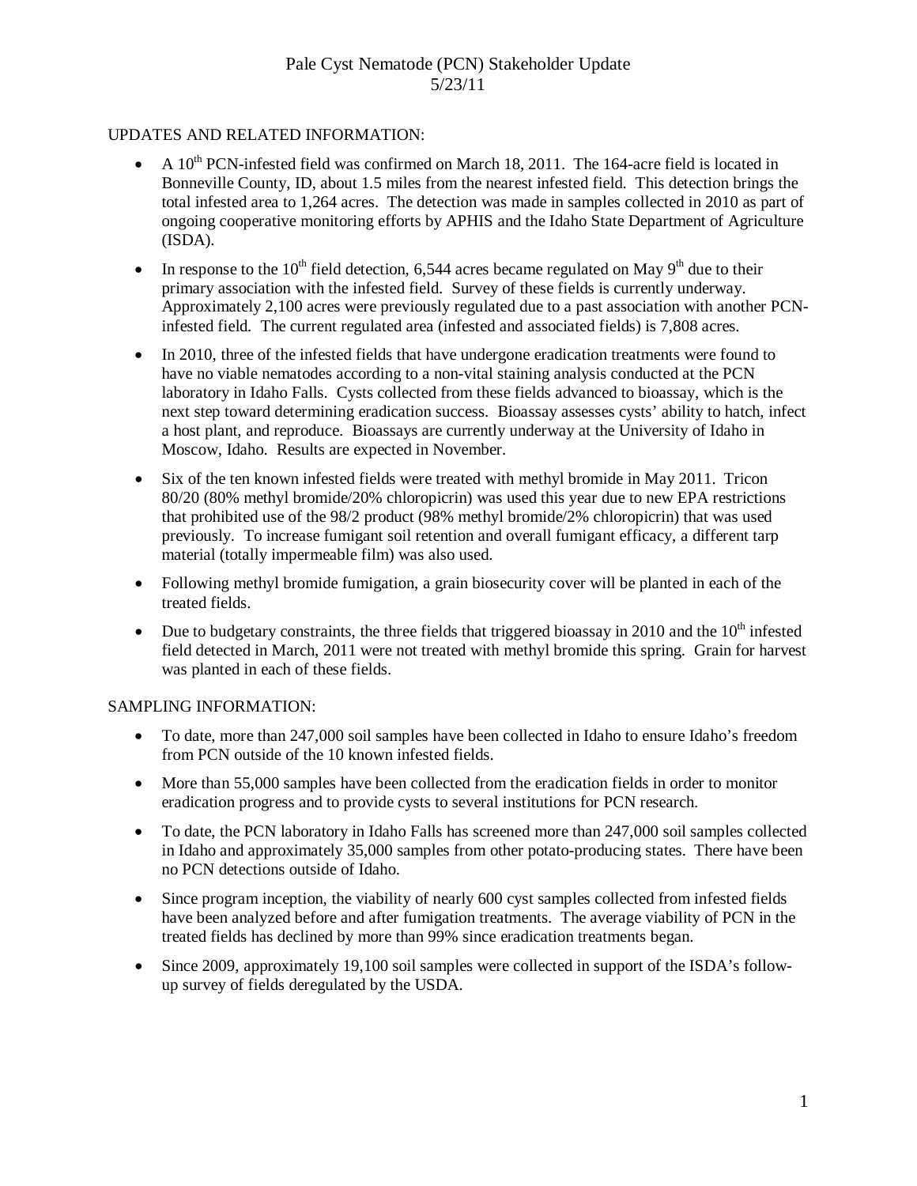# Pale Cyst Nematode (PCN) Stakeholder Update
## 5/23/11

UPDATES AND RELATED INFORMATION:

- A 10th PCN-infested field was confirmed on March 18, 2011. The 164-acre field is located in Bonneville County, ID, about 1.5 miles from the nearest infested field. This detection brings the total infested area to 1,264 acres. The detection was made in samples collected in 2010 as part of ongoing cooperative monitoring efforts by APHIS and the Idaho State Department of Agriculture (ISDA).
- In response to the 10th field detection, 6,544 acres became regulated on May 9th due to their primary association with the infested field. Survey of these fields is currently underway. Approximately 2,100 acres were previously regulated due to a past association with another PCN-infested field. The current regulated area (infested and associated fields) is 7,808 acres.
- In 2010, three of the infested fields that have undergone eradication treatments were found to have no viable nematodes according to a non-vital staining analysis conducted at the PCN laboratory in Idaho Falls. Cysts collected from these fields advanced to bioassay, which is the next step toward determining eradication success. Bioassay assesses cysts' ability to hatch, infect a host plant, and reproduce. Bioassays are currently underway at the University of Idaho in Moscow, Idaho. Results are expected in November.
- Six of the ten known infested fields were treated with methyl bromide in May 2011. Tricon 80/20 (80% methyl bromide/20% chloropicrin) was used this year due to new EPA restrictions that prohibited use of the 98/2 product (98% methyl bromide/2% chloropicrin) that was used previously. To increase fumigant soil retention and overall fumigant efficacy, a different tarp material (totally impermeable film) was also used.
- Following methyl bromide fumigation, a grain biosecurity cover will be planted in each of the treated fields.
- Due to budgetary constraints, the three fields that triggered bioassay in 2010 and the 10th infested field detected in March, 2011 were not treated with methyl bromide this spring. Grain for harvest was planted in each of these fields.

SAMPLING INFORMATION:

- To date, more than 247,000 soil samples have been collected in Idaho to ensure Idaho's freedom from PCN outside of the 10 known infested fields.
- More than 55,000 samples have been collected from the eradication fields in order to monitor eradication progress and to provide cysts to several institutions for PCN research.
- To date, the PCN laboratory in Idaho Falls has screened more than 247,000 soil samples collected in Idaho and approximately 35,000 samples from other potato-producing states. There have been no PCN detections outside of Idaho.
- Since program inception, the viability of nearly 600 cyst samples collected from infested fields have been analyzed before and after fumigation treatments. The average viability of PCN in the treated fields has declined by more than 99% since eradication treatments began.
- Since 2009, approximately 19,100 soil samples were collected in support of the ISDA's follow-up survey of fields deregulated by the USDA.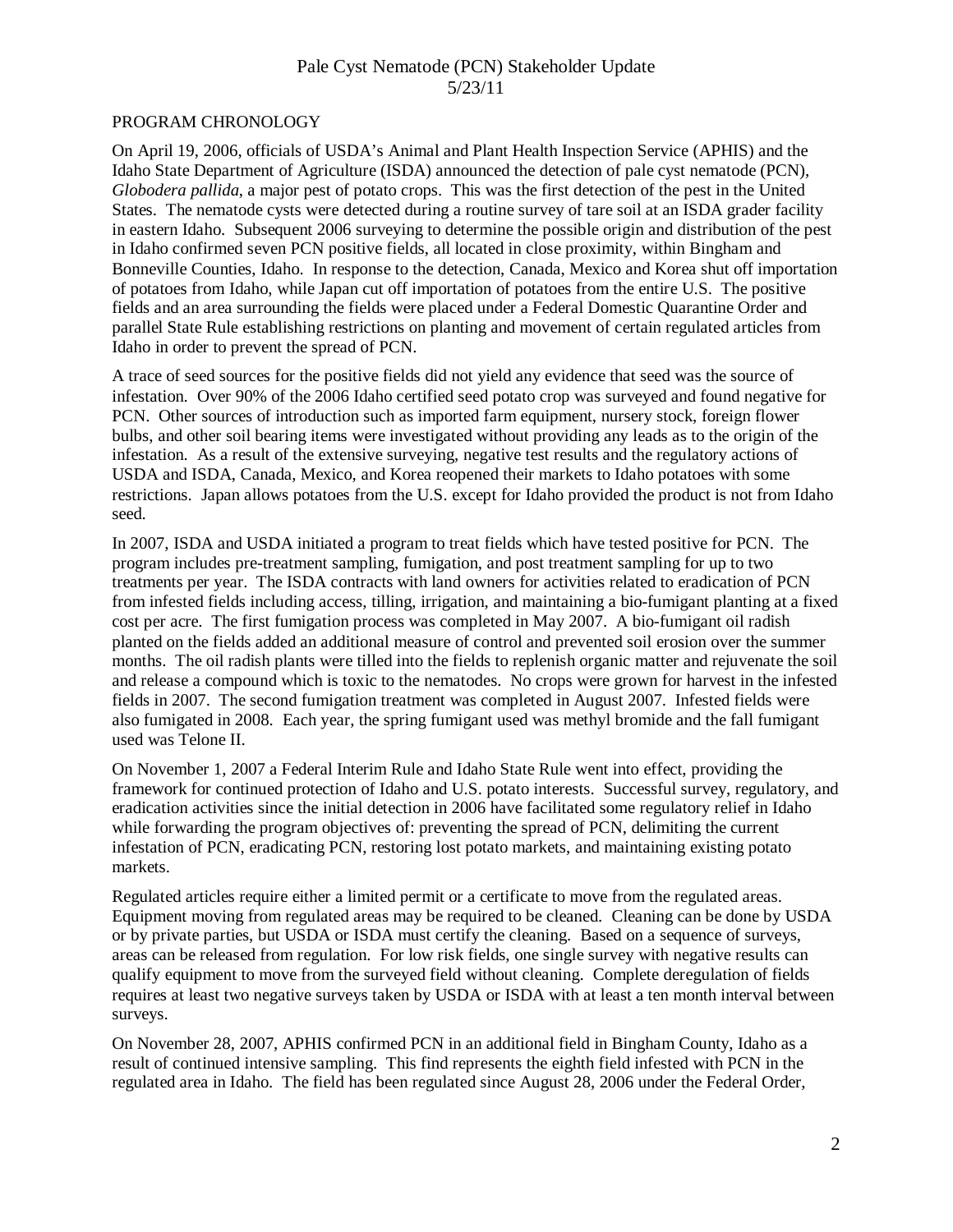Pale Cyst Nematode (PCN) Stakeholder Update
5/23/11

PROGRAM CHRONOLOGY

On April 19, 2006, officials of USDA's Animal and Plant Health Inspection Service (APHIS) and the Idaho State Department of Agriculture (ISDA) announced the detection of pale cyst nematode (PCN), *Globodera pallida*, a major pest of potato crops. This was the first detection of the pest in the United States. The nematode cysts were detected during a routine survey of tare soil at an ISDA grader facility in eastern Idaho. Subsequent 2006 surveying to determine the possible origin and distribution of the pest in Idaho confirmed seven PCN positive fields, all located in close proximity, within Bingham and Bonneville Counties, Idaho. In response to the detection, Canada, Mexico and Korea shut off importation of potatoes from Idaho, while Japan cut off importation of potatoes from the entire U.S. The positive fields and an area surrounding the fields were placed under a Federal Domestic Quarantine Order and parallel State Rule establishing restrictions on planting and movement of certain regulated articles from Idaho in order to prevent the spread of PCN.

A trace of seed sources for the positive fields did not yield any evidence that seed was the source of infestation. Over 90% of the 2006 Idaho certified seed potato crop was surveyed and found negative for PCN. Other sources of introduction such as imported farm equipment, nursery stock, foreign flower bulbs, and other soil bearing items were investigated without providing any leads as to the origin of the infestation. As a result of the extensive surveying, negative test results and the regulatory actions of USDA and ISDA, Canada, Mexico, and Korea reopened their markets to Idaho potatoes with some restrictions. Japan allows potatoes from the U.S. except for Idaho provided the product is not from Idaho seed.

In 2007, ISDA and USDA initiated a program to treat fields which have tested positive for PCN. The program includes pre-treatment sampling, fumigation, and post treatment sampling for up to two treatments per year. The ISDA contracts with land owners for activities related to eradication of PCN from infested fields including access, tilling, irrigation, and maintaining a bio-fumigant planting at a fixed cost per acre. The first fumigation process was completed in May 2007. A bio-fumigant oil radish planted on the fields added an additional measure of control and prevented soil erosion over the summer months. The oil radish plants were tilled into the fields to replenish organic matter and rejuvenate the soil and release a compound which is toxic to the nematodes. No crops were grown for harvest in the infested fields in 2007. The second fumigation treatment was completed in August 2007. Infested fields were also fumigated in 2008. Each year, the spring fumigant used was methyl bromide and the fall fumigant used was Telone II.

On November 1, 2007 a Federal Interim Rule and Idaho State Rule went into effect, providing the framework for continued protection of Idaho and U.S. potato interests. Successful survey, regulatory, and eradication activities since the initial detection in 2006 have facilitated some regulatory relief in Idaho while forwarding the program objectives of: preventing the spread of PCN, delimiting the current infestation of PCN, eradicating PCN, restoring lost potato markets, and maintaining existing potato markets.

Regulated articles require either a limited permit or a certificate to move from the regulated areas. Equipment moving from regulated areas may be required to be cleaned. Cleaning can be done by USDA or by private parties, but USDA or ISDA must certify the cleaning. Based on a sequence of surveys, areas can be released from regulation. For low risk fields, one single survey with negative results can qualify equipment to move from the surveyed field without cleaning. Complete deregulation of fields requires at least two negative surveys taken by USDA or ISDA with at least a ten month interval between surveys.

On November 28, 2007, APHIS confirmed PCN in an additional field in Bingham County, Idaho as a result of continued intensive sampling. This find represents the eighth field infested with PCN in the regulated area in Idaho. The field has been regulated since August 28, 2006 under the Federal Order,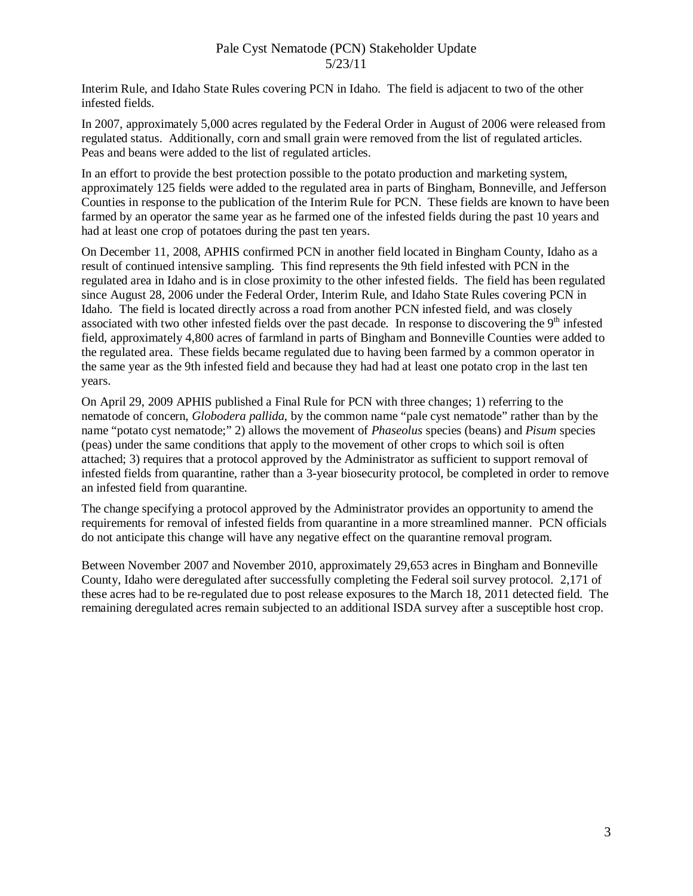Interim Rule, and Idaho State Rules covering PCN in Idaho. The field is adjacent to two of the other infested fields.

In 2007, approximately 5,000 acres regulated by the Federal Order in August of 2006 were released from regulated status. Additionally, corn and small grain were removed from the list of regulated articles. Peas and beans were added to the list of regulated articles.

In an effort to provide the best protection possible to the potato production and marketing system, approximately 125 fields were added to the regulated area in parts of Bingham, Bonneville, and Jefferson Counties in response to the publication of the Interim Rule for PCN. These fields are known to have been farmed by an operator the same year as he farmed one of the infested fields during the past 10 years and had at least one crop of potatoes during the past ten years.

On December 11, 2008, APHIS confirmed PCN in another field located in Bingham County, Idaho as a result of continued intensive sampling. This find represents the 9th field infested with PCN in the regulated area in Idaho and is in close proximity to the other infested fields. The field has been regulated since August 28, 2006 under the Federal Order, Interim Rule, and Idaho State Rules covering PCN in Idaho. The field is located directly across a road from another PCN infested field, and was closely associated with two other infested fields over the past decade. In response to discovering the 9th infested field, approximately 4,800 acres of farmland in parts of Bingham and Bonneville Counties were added to the regulated area. These fields became regulated due to having been farmed by a common operator in the same year as the 9th infested field and because they had had at least one potato crop in the last ten years.

On April 29, 2009 APHIS published a Final Rule for PCN with three changes; 1) referring to the nematode of concern, *Globodera pallida*, by the common name "pale cyst nematode" rather than by the name "potato cyst nematode;" 2) allows the movement of *Phaseolus* species (beans) and *Pisum* species (peas) under the same conditions that apply to the movement of other crops to which soil is often attached; 3) requires that a protocol approved by the Administrator as sufficient to support removal of infested fields from quarantine, rather than a 3-year biosecurity protocol, be completed in order to remove an infested field from quarantine.

The change specifying a protocol approved by the Administrator provides an opportunity to amend the requirements for removal of infested fields from quarantine in a more streamlined manner. PCN officials do not anticipate this change will have any negative effect on the quarantine removal program.

Between November 2007 and November 2010, approximately 29,653 acres in Bingham and Bonneville County, Idaho were deregulated after successfully completing the Federal soil survey protocol. 2,171 of these acres had to be re-regulated due to post release exposures to the March 18, 2011 detected field. The remaining deregulated acres remain subjected to an additional ISDA survey after a susceptible host crop.